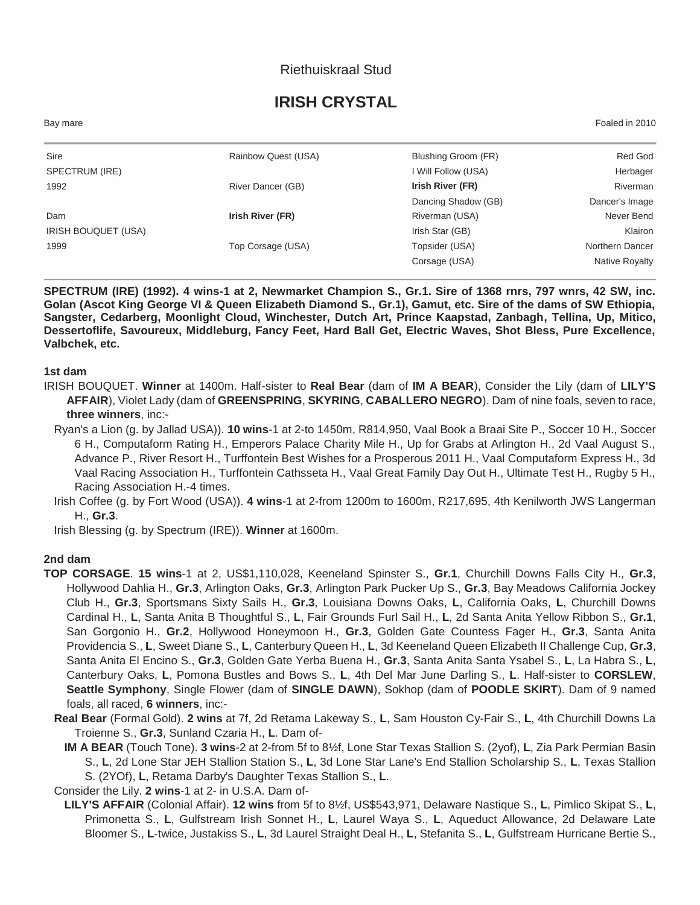Riethuiskraal Stud

# IRISH CRYSTAL

Bay mare — Foaled in 2010

| | | | |
|---|---|---|---|
| Sire | Rainbow Quest (USA) | Blushing Groom (FR) | Red God |
| SPECTRUM (IRE) | | I Will Follow (USA) | Herbager |
| 1992 | River Dancer (GB) | **Irish River (FR)** | Riverman |
| | | Dancing Shadow (GB) | Dancer's Image |
| Dam | **Irish River (FR)** | Riverman (USA) | Never Bend |
| IRISH BOUQUET (USA) | | Irish Star (GB) | Klairon |
| 1999 | Top Corsage (USA) | Topsider (USA) | Northern Dancer |
| | | Corsage (USA) | Native Royalty |

**SPECTRUM (IRE) (1992). 4 wins-1 at 2, Newmarket Champion S., Gr.1. Sire of 1368 rnrs, 797 wnrs, 42 SW, inc. Golan (Ascot King George VI & Queen Elizabeth Diamond S., Gr.1), Gamut, etc. Sire of the dams of SW Ethiopia, Sangster, Cedarberg, Moonlight Cloud, Winchester, Dutch Art, Prince Kaapstad, Zanbagh, Tellina, Up, Mitico, Dessertoflife, Savoureux, Middleburg, Fancy Feet, Hard Ball Get, Electric Waves, Shot Bless, Pure Excellence, Valbchek, etc.**

### 1st dam

IRISH BOUQUET. **Winner** at 1400m. Half-sister to **Real Bear** (dam of **IM A BEAR**), Consider the Lily (dam of **LILY'S AFFAIR**), Violet Lady (dam of **GREENSPRING**, **SKYRING**, **CABALLERO NEGRO**). Dam of nine foals, seven to race, **three winners**, inc:-

Ryan's a Lion (g. by Jallad USA)). **10 wins**-1 at 2-to 1450m, R814,950, Vaal Book a Braai Site P., Soccer 10 H., Soccer 6 H., Computaform Rating H., Emperors Palace Charity Mile H., Up for Grabs at Arlington H., 2d Vaal August S., Advance P., River Resort H., Turffontein Best Wishes for a Prosperous 2011 H., Vaal Computaform Express H., 3d Vaal Racing Association H., Turffontein Cathsseta H., Vaal Great Family Day Out H., Ultimate Test H., Rugby 5 H., Racing Association H.-4 times.

Irish Coffee (g. by Fort Wood (USA)). **4 wins**-1 at 2-from 1200m to 1600m, R217,695, 4th Kenilworth JWS Langerman H., **Gr.3**.

Irish Blessing (g. by Spectrum (IRE)). **Winner** at 1600m.

### 2nd dam

**TOP CORSAGE**. **15 wins**-1 at 2, US$1,110,028, Keeneland Spinster S., **Gr.1**, Churchill Downs Falls City H., **Gr.3**, Hollywood Dahlia H., **Gr.3**, Arlington Oaks, **Gr.3**, Arlington Park Pucker Up S., **Gr.3**, Bay Meadows California Jockey Club H., **Gr.3**, Sportsmans Sixty Sails H., **Gr.3**, Louisiana Downs Oaks, **L**, California Oaks, **L**, Churchill Downs Cardinal H., **L**, Santa Anita B Thoughtful S., **L**, Fair Grounds Furl Sail H., **L**, 2d Santa Anita Yellow Ribbon S., **Gr.1**, San Gorgonio H., **Gr.2**, Hollywood Honeymoon H., **Gr.3**, Golden Gate Countess Fager H., **Gr.3**, Santa Anita Providencia S., **L**, Sweet Diane S., **L**, Canterbury Queen H., **L**, 3d Keeneland Queen Elizabeth II Challenge Cup, **Gr.3**, Santa Anita El Encino S., **Gr.3**, Golden Gate Yerba Buena H., **Gr.3**, Santa Anita Santa Ysabel S., **L**, La Habra S., **L**, Canterbury Oaks, **L**, Pomona Bustles and Bows S., **L**, 4th Del Mar June Darling S., **L**. Half-sister to **CORSLEW**, **Seattle Symphony**, Single Flower (dam of **SINGLE DAWN**), Sokhop (dam of **POODLE SKIRT**). Dam of 9 named foals, all raced, **6 winners**, inc:-

**Real Bear** (Formal Gold). **2 wins** at 7f, 2d Retama Lakeway S., **L**, Sam Houston Cy-Fair S., **L**, 4th Churchill Downs La Troienne S., **Gr.3**, Sunland Czaria H., **L**. Dam of-

**IM A BEAR** (Touch Tone). **3 wins**-2 at 2-from 5f to 8½f, Lone Star Texas Stallion S. (2yof), **L**, Zia Park Permian Basin S., **L**, 2d Lone Star JEH Stallion Station S., **L**, 3d Lone Star Lane's End Stallion Scholarship S., **L**, Texas Stallion S. (2YOf), **L**, Retama Darby's Daughter Texas Stallion S., **L**.

Consider the Lily. **2 wins**-1 at 2- in U.S.A. Dam of-

**LILY'S AFFAIR** (Colonial Affair). **12 wins** from 5f to 8½f, US$543,971, Delaware Nastique S., **L**, Pimlico Skipat S., **L**, Primonetta S., **L**, Gulfstream Irish Sonnet H., **L**, Laurel Waya S., **L**, Aqueduct Allowance, 2d Delaware Late Bloomer S., **L**-twice, Justakiss S., **L**, 3d Laurel Straight Deal H., **L**, Stefanita S., **L**, Gulfstream Hurricane Bertie S.,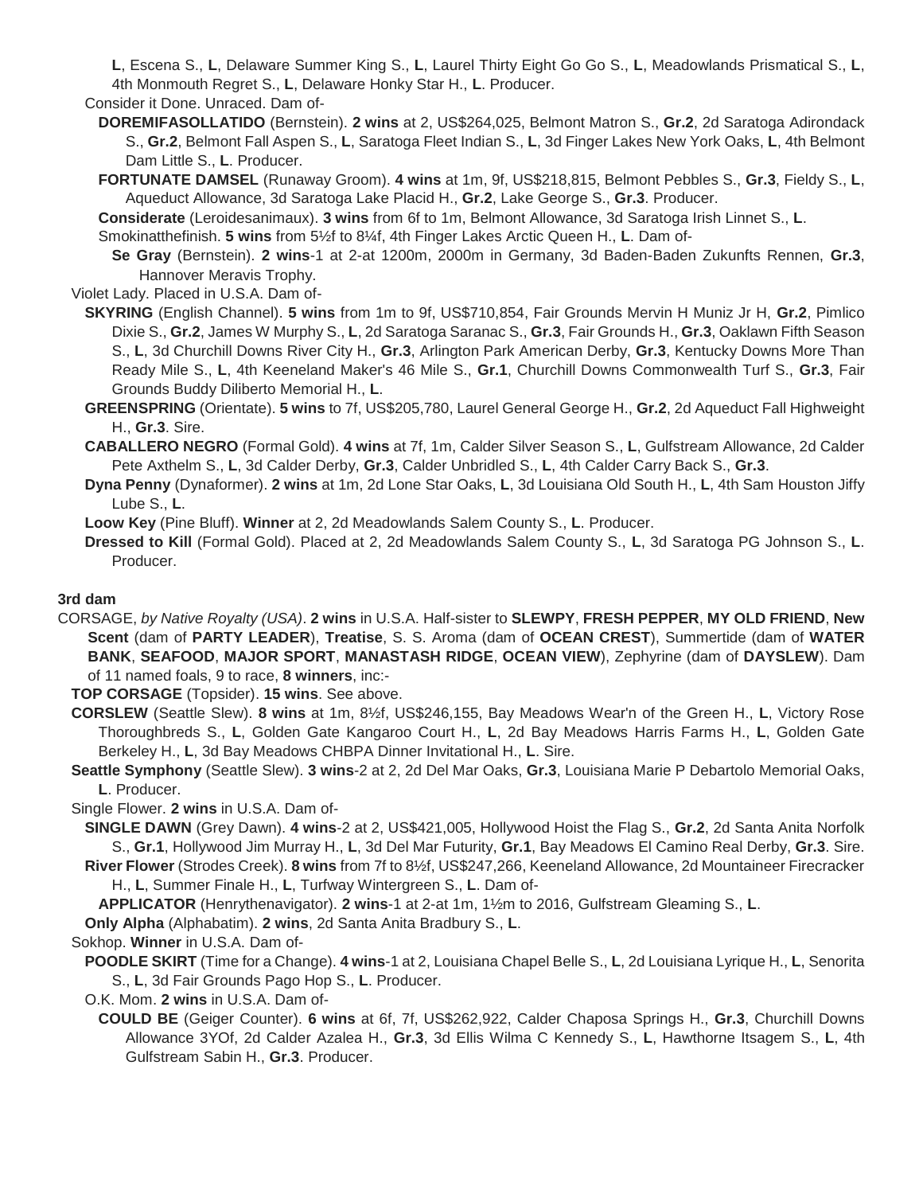**L**, Escena S., **L**, Delaware Summer King S., **L**, Laurel Thirty Eight Go Go S., **L**, Meadowlands Prismatical S., **L**, 4th Monmouth Regret S., **L**, Delaware Honky Star H., **L**. Producer.

Consider it Done. Unraced. Dam of-

**DOREMIFASOLLATIDO** (Bernstein). **2 wins** at 2, US$264,025, Belmont Matron S., **Gr.2**, 2d Saratoga Adirondack S., **Gr.2**, Belmont Fall Aspen S., **L**, Saratoga Fleet Indian S., **L**, 3d Finger Lakes New York Oaks, **L**, 4th Belmont Dam Little S., **L**. Producer.

**FORTUNATE DAMSEL** (Runaway Groom). **4 wins** at 1m, 9f, US$218,815, Belmont Pebbles S., **Gr.3**, Fieldy S., **L**, Aqueduct Allowance, 3d Saratoga Lake Placid H., **Gr.2**, Lake George S., **Gr.3**. Producer.

**Considerate** (Leroidesanimaux). **3 wins** from 6f to 1m, Belmont Allowance, 3d Saratoga Irish Linnet S., **L**.

Smokinatthefinish. **5 wins** from 5½f to 8¼f, 4th Finger Lakes Arctic Queen H., **L**. Dam of-

**Se Gray** (Bernstein). **2 wins**-1 at 2-at 1200m, 2000m in Germany, 3d Baden-Baden Zukunfts Rennen, **Gr.3**, Hannover Meravis Trophy.

Violet Lady. Placed in U.S.A. Dam of-

**SKYRING** (English Channel). **5 wins** from 1m to 9f, US$710,854, Fair Grounds Mervin H Muniz Jr H, **Gr.2**, Pimlico Dixie S., **Gr.2**, James W Murphy S., **L**, 2d Saratoga Saranac S., **Gr.3**, Fair Grounds H., **Gr.3**, Oaklawn Fifth Season S., **L**, 3d Churchill Downs River City H., **Gr.3**, Arlington Park American Derby, **Gr.3**, Kentucky Downs More Than Ready Mile S., **L**, 4th Keeneland Maker's 46 Mile S., **Gr.1**, Churchill Downs Commonwealth Turf S., **Gr.3**, Fair Grounds Buddy Diliberto Memorial H., **L**.

**GREENSPRING** (Orientate). **5 wins** to 7f, US$205,780, Laurel General George H., **Gr.2**, 2d Aqueduct Fall Highweight H., **Gr.3**. Sire.

**CABALLERO NEGRO** (Formal Gold). **4 wins** at 7f, 1m, Calder Silver Season S., **L**, Gulfstream Allowance, 2d Calder Pete Axthelm S., **L**, 3d Calder Derby, **Gr.3**, Calder Unbridled S., **L**, 4th Calder Carry Back S., **Gr.3**.

**Dyna Penny** (Dynaformer). **2 wins** at 1m, 2d Lone Star Oaks, **L**, 3d Louisiana Old South H., **L**, 4th Sam Houston Jiffy Lube S., **L**.

**Loow Key** (Pine Bluff). **Winner** at 2, 2d Meadowlands Salem County S., **L**. Producer.

**Dressed to Kill** (Formal Gold). Placed at 2, 2d Meadowlands Salem County S., **L**, 3d Saratoga PG Johnson S., **L**. Producer.

### 3rd dam

CORSAGE, *by Native Royalty (USA)*. **2 wins** in U.S.A. Half-sister to **SLEWPY**, **FRESH PEPPER**, **MY OLD FRIEND**, **New Scent** (dam of **PARTY LEADER**), **Treatise**, S. S. Aroma (dam of **OCEAN CREST**), Summertide (dam of **WATER BANK**, **SEAFOOD**, **MAJOR SPORT**, **MANASTASH RIDGE**, **OCEAN VIEW**), Zephyrine (dam of **DAYSLEW**). Dam of 11 named foals, 9 to race, **8 winners**, inc:-

**TOP CORSAGE** (Topsider). **15 wins**. See above.

**CORSLEW** (Seattle Slew). **8 wins** at 1m, 8½f, US$246,155, Bay Meadows Wear'n of the Green H., **L**, Victory Rose Thoroughbreds S., **L**, Golden Gate Kangaroo Court H., **L**, 2d Bay Meadows Harris Farms H., **L**, Golden Gate Berkeley H., **L**, 3d Bay Meadows CHBPA Dinner Invitational H., **L**. Sire.

**Seattle Symphony** (Seattle Slew). **3 wins**-2 at 2, 2d Del Mar Oaks, **Gr.3**, Louisiana Marie P Debartolo Memorial Oaks, **L**. Producer.

Single Flower. **2 wins** in U.S.A. Dam of-

**SINGLE DAWN** (Grey Dawn). **4 wins**-2 at 2, US$421,005, Hollywood Hoist the Flag S., **Gr.2**, 2d Santa Anita Norfolk S., **Gr.1**, Hollywood Jim Murray H., **L**, 3d Del Mar Futurity, **Gr.1**, Bay Meadows El Camino Real Derby, **Gr.3**. Sire.

**River Flower** (Strodes Creek). **8 wins** from 7f to 8½f, US$247,266, Keeneland Allowance, 2d Mountaineer Firecracker H., **L**, Summer Finale H., **L**, Turfway Wintergreen S., **L**. Dam of-

**APPLICATOR** (Henrythenavigator). **2 wins**-1 at 2-at 1m, 1½m to 2016, Gulfstream Gleaming S., **L**.

**Only Alpha** (Alphabatim). **2 wins**, 2d Santa Anita Bradbury S., **L**.

Sokhop. **Winner** in U.S.A. Dam of-

**POODLE SKIRT** (Time for a Change). **4 wins**-1 at 2, Louisiana Chapel Belle S., **L**, 2d Louisiana Lyrique H., **L**, Senorita S., **L**, 3d Fair Grounds Pago Hop S., **L**. Producer.

O.K. Mom. **2 wins** in U.S.A. Dam of-

**COULD BE** (Geiger Counter). **6 wins** at 6f, 7f, US$262,922, Calder Chaposa Springs H., **Gr.3**, Churchill Downs Allowance 3YOf, 2d Calder Azalea H., **Gr.3**, 3d Ellis Wilma C Kennedy S., **L**, Hawthorne Itsagem S., **L**, 4th Gulfstream Sabin H., **Gr.3**. Producer.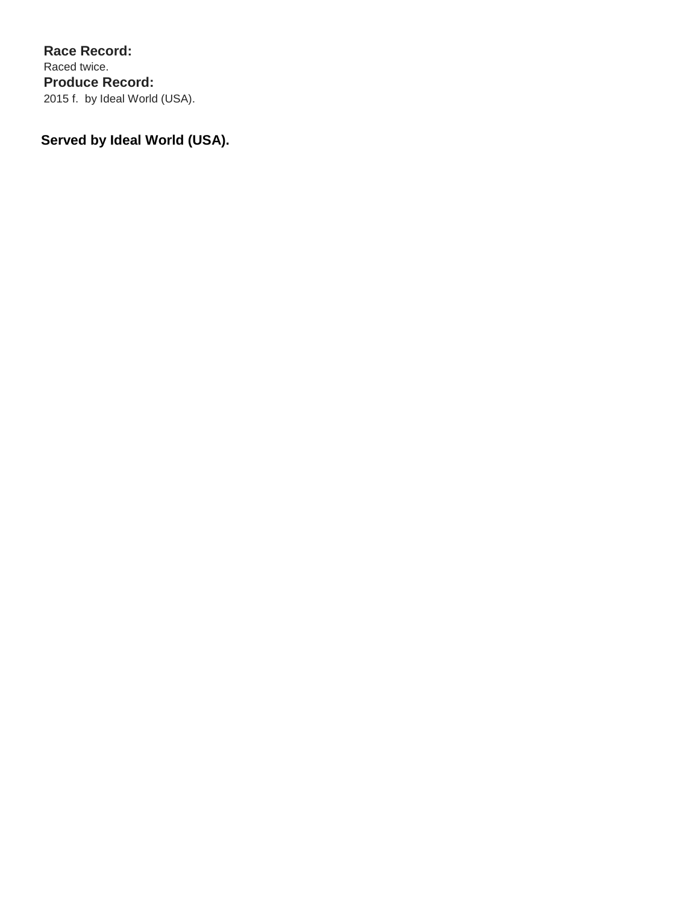**Race Record:**

Raced twice.

**Produce Record:**

2015 f. by Ideal World (USA).

**Served by Ideal World (USA).**